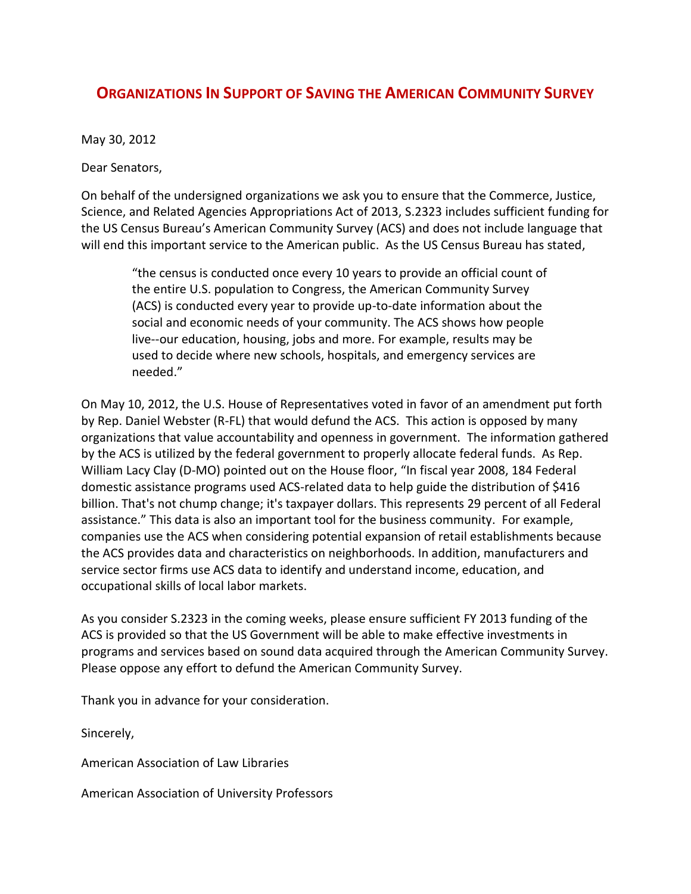# Organizations In Support of Saving the American Community Survey

May 30, 2012

Dear Senators,

On behalf of the undersigned organizations we ask you to ensure that the Commerce, Justice, Science, and Related Agencies Appropriations Act of 2013, S.2323 includes sufficient funding for the US Census Bureau's American Community Survey (ACS) and does not include language that will end this important service to the American public. As the US Census Bureau has stated,

> "the census is conducted once every 10 years to provide an official count of the entire U.S. population to Congress, the American Community Survey (ACS) is conducted every year to provide up-to-date information about the social and economic needs of your community. The ACS shows how people live--our education, housing, jobs and more. For example, results may be used to decide where new schools, hospitals, and emergency services are needed."

On May 10, 2012, the U.S. House of Representatives voted in favor of an amendment put forth by Rep. Daniel Webster (R-FL) that would defund the ACS. This action is opposed by many organizations that value accountability and openness in government. The information gathered by the ACS is utilized by the federal government to properly allocate federal funds. As Rep. William Lacy Clay (D-MO) pointed out on the House floor, "In fiscal year 2008, 184 Federal domestic assistance programs used ACS-related data to help guide the distribution of $416 billion. That's not chump change; it's taxpayer dollars. This represents 29 percent of all Federal assistance." This data is also an important tool for the business community. For example, companies use the ACS when considering potential expansion of retail establishments because the ACS provides data and characteristics on neighborhoods. In addition, manufacturers and service sector firms use ACS data to identify and understand income, education, and occupational skills of local labor markets.

As you consider S.2323 in the coming weeks, please ensure sufficient FY 2013 funding of the ACS is provided so that the US Government will be able to make effective investments in programs and services based on sound data acquired through the American Community Survey. Please oppose any effort to defund the American Community Survey.

Thank you in advance for your consideration.

Sincerely,

American Association of Law Libraries

American Association of University Professors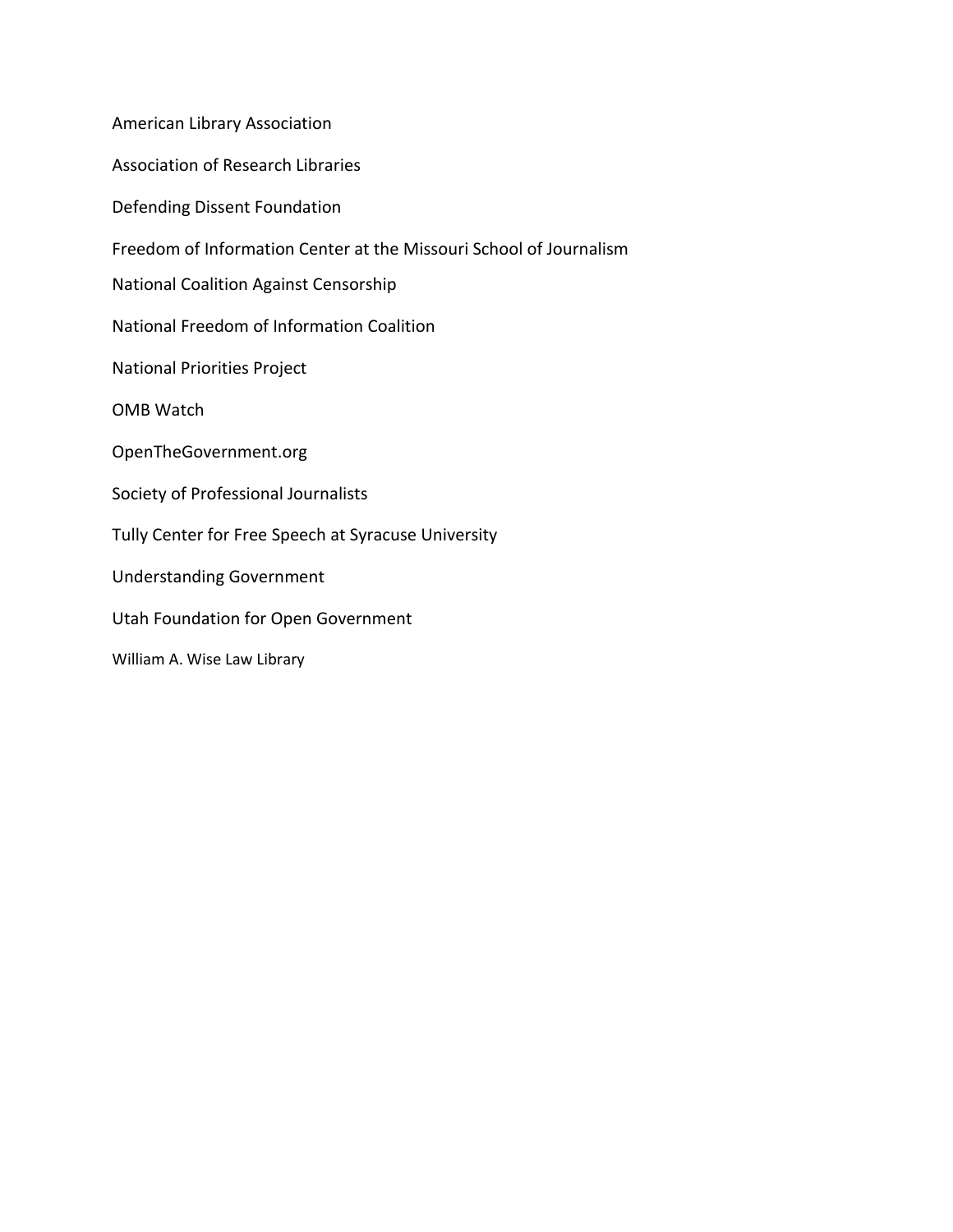American Library Association

Association of Research Libraries

Defending Dissent Foundation

Freedom of Information Center at the Missouri School of Journalism

National Coalition Against Censorship

National Freedom of Information Coalition

National Priorities Project

OMB Watch

OpenTheGovernment.org

Society of Professional Journalists

Tully Center for Free Speech at Syracuse University

Understanding Government

Utah Foundation for Open Government

William A. Wise Law Library